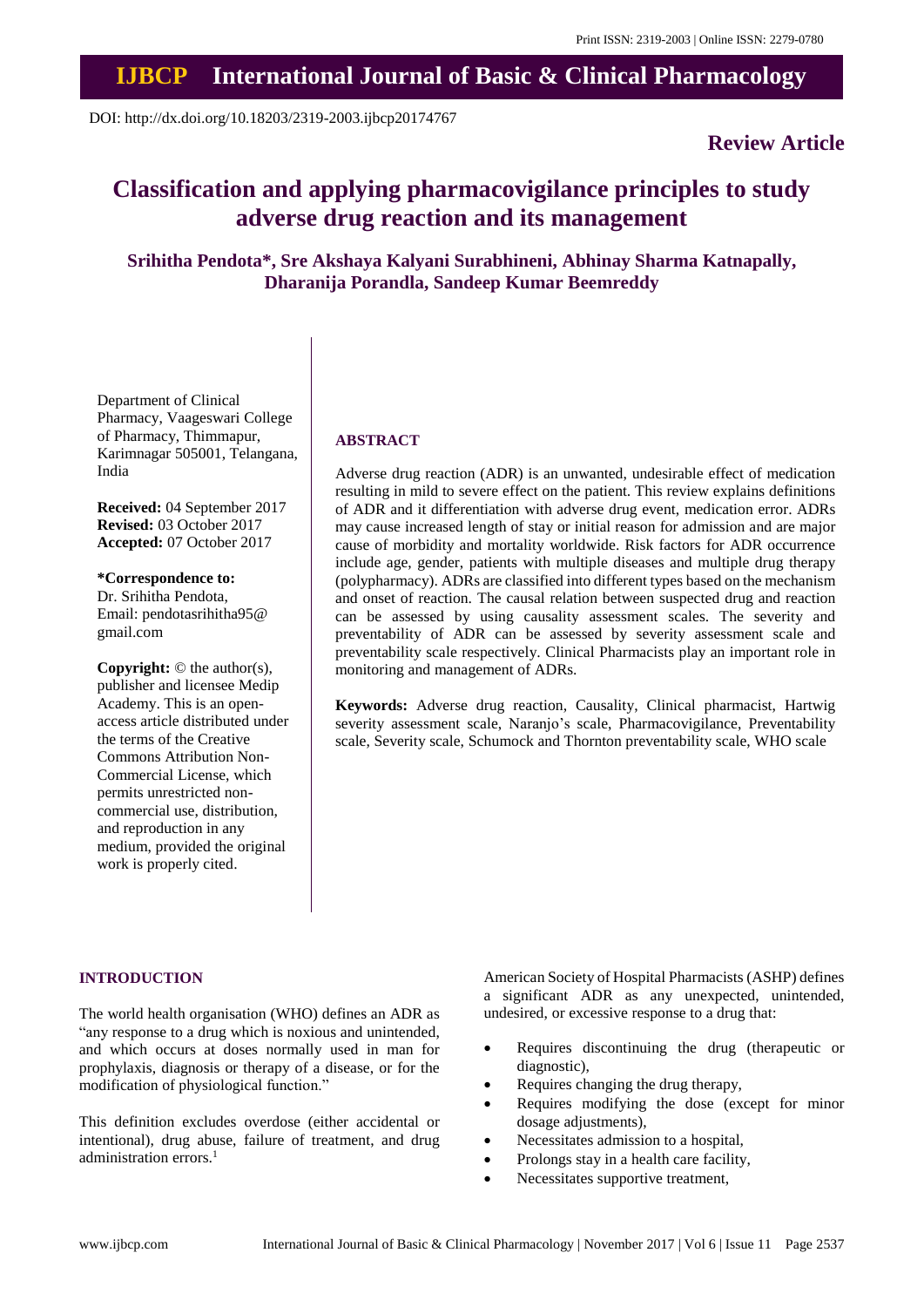Print ISSN: 2319-2003 | Online ISSN: 2279-0780

# IJBCP International Journal of Basic & Clinical Pharmacology

DOI: http://dx.doi.org/10.18203/2319-2003.ijbcp20174767

**Review Article**

# Classification and applying pharmacovigilance principles to study adverse drug reaction and its management

**Srihitha Pendota\*, Sre Akshaya Kalyani Surabhineni, Abhinay Sharma Katnapally, Dharanija Porandla, Sandeep Kumar Beemreddy**

Department of Clinical Pharmacy, Vaageswari College of Pharmacy, Thimmapur, Karimnagar 505001, Telangana, India

**Received:** 04 September 2017
**Revised:** 03 October 2017
**Accepted:** 07 October 2017

**\*Correspondence to:**
Dr. Srihitha Pendota,
Email: pendotasrihitha95@gmail.com

**Copyright:** © the author(s), publisher and licensee Medip Academy. This is an open-access article distributed under the terms of the Creative Commons Attribution Non-Commercial License, which permits unrestricted non-commercial use, distribution, and reproduction in any medium, provided the original work is properly cited.

## ABSTRACT

Adverse drug reaction (ADR) is an unwanted, undesirable effect of medication resulting in mild to severe effect on the patient. This review explains definitions of ADR and it differentiation with adverse drug event, medication error. ADRs may cause increased length of stay or initial reason for admission and are major cause of morbidity and mortality worldwide. Risk factors for ADR occurrence include age, gender, patients with multiple diseases and multiple drug therapy (polypharmacy). ADRs are classified into different types based on the mechanism and onset of reaction. The causal relation between suspected drug and reaction can be assessed by using causality assessment scales. The severity and preventability of ADR can be assessed by severity assessment scale and preventability scale respectively. Clinical Pharmacists play an important role in monitoring and management of ADRs.

**Keywords:** Adverse drug reaction, Causality, Clinical pharmacist, Hartwig severity assessment scale, Naranjo's scale, Pharmacovigilance, Preventability scale, Severity scale, Schumock and Thornton preventability scale, WHO scale

## INTRODUCTION

The world health organisation (WHO) defines an ADR as "any response to a drug which is noxious and unintended, and which occurs at doses normally used in man for prophylaxis, diagnosis or therapy of a disease, or for the modification of physiological function."

This definition excludes overdose (either accidental or intentional), drug abuse, failure of treatment, and drug administration errors.[1]

American Society of Hospital Pharmacists (ASHP) defines a significant ADR as any unexpected, unintended, undesired, or excessive response to a drug that:

- Requires discontinuing the drug (therapeutic or diagnostic),
- Requires changing the drug therapy,
- Requires modifying the dose (except for minor dosage adjustments),
- Necessitates admission to a hospital,
- Prolongs stay in a health care facility,
- Necessitates supportive treatment,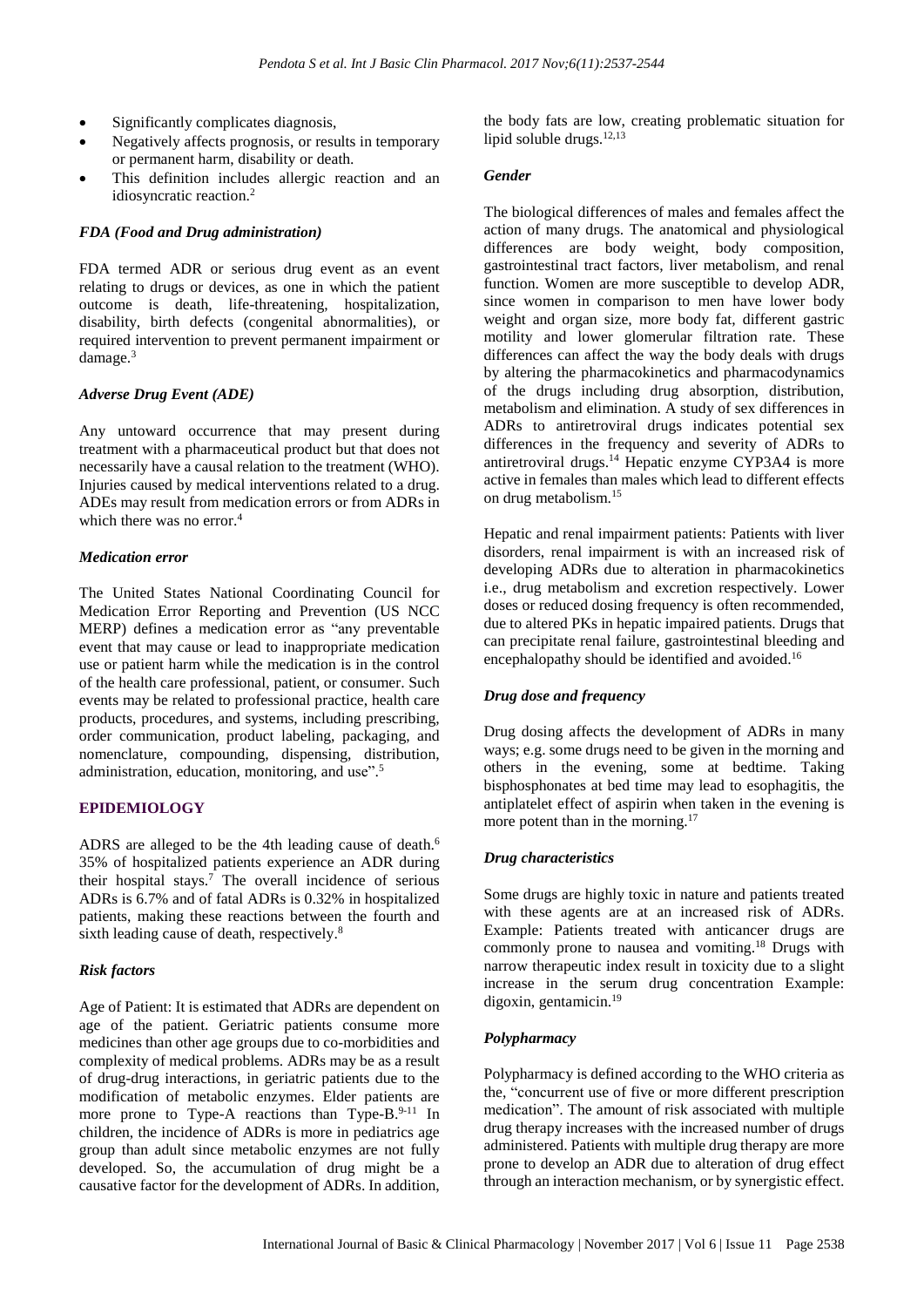- Significantly complicates diagnosis,
- Negatively affects prognosis, or results in temporary or permanent harm, disability or death.
- This definition includes allergic reaction and an idiosyncratic reaction.[2]

### *FDA (Food and Drug administration)*

FDA termed ADR or serious drug event as an event relating to drugs or devices, as one in which the patient outcome is death, life-threatening, hospitalization, disability, birth defects (congenital abnormalities), or required intervention to prevent permanent impairment or damage.[3]

### *Adverse Drug Event (ADE)*

Any untoward occurrence that may present during treatment with a pharmaceutical product but that does not necessarily have a causal relation to the treatment (WHO). Injuries caused by medical interventions related to a drug. ADEs may result from medication errors or from ADRs in which there was no error.[4]

### *Medication error*

The United States National Coordinating Council for Medication Error Reporting and Prevention (US NCC MERP) defines a medication error as "any preventable event that may cause or lead to inappropriate medication use or patient harm while the medication is in the control of the health care professional, patient, or consumer. Such events may be related to professional practice, health care products, procedures, and systems, including prescribing, order communication, product labeling, packaging, and nomenclature, compounding, dispensing, distribution, administration, education, monitoring, and use".[5]

## EPIDEMIOLOGY

ADRS are alleged to be the 4th leading cause of death.[6] 35% of hospitalized patients experience an ADR during their hospital stays.[7] The overall incidence of serious ADRs is 6.7% and of fatal ADRs is 0.32% in hospitalized patients, making these reactions between the fourth and sixth leading cause of death, respectively.[8]

### *Risk factors*

Age of Patient: It is estimated that ADRs are dependent on age of the patient. Geriatric patients consume more medicines than other age groups due to co-morbidities and complexity of medical problems. ADRs may be as a result of drug-drug interactions, in geriatric patients due to the modification of metabolic enzymes. Elder patients are more prone to Type-A reactions than Type-B.[9-11] In children, the incidence of ADRs is more in pediatrics age group than adult since metabolic enzymes are not fully developed. So, the accumulation of drug might be a causative factor for the development of ADRs. In addition, the body fats are low, creating problematic situation for lipid soluble drugs.[12,13]

### *Gender*

The biological differences of males and females affect the action of many drugs. The anatomical and physiological differences are body weight, body composition, gastrointestinal tract factors, liver metabolism, and renal function. Women are more susceptible to develop ADR, since women in comparison to men have lower body weight and organ size, more body fat, different gastric motility and lower glomerular filtration rate. These differences can affect the way the body deals with drugs by altering the pharmacokinetics and pharmacodynamics of the drugs including drug absorption, distribution, metabolism and elimination. A study of sex differences in ADRs to antiretroviral drugs indicates potential sex differences in the frequency and severity of ADRs to antiretroviral drugs.[14] Hepatic enzyme CYP3A4 is more active in females than males which lead to different effects on drug metabolism.[15]

Hepatic and renal impairment patients: Patients with liver disorders, renal impairment is with an increased risk of developing ADRs due to alteration in pharmacokinetics i.e., drug metabolism and excretion respectively. Lower doses or reduced dosing frequency is often recommended, due to altered PKs in hepatic impaired patients. Drugs that can precipitate renal failure, gastrointestinal bleeding and encephalopathy should be identified and avoided.[16]

### *Drug dose and frequency*

Drug dosing affects the development of ADRs in many ways; e.g. some drugs need to be given in the morning and others in the evening, some at bedtime. Taking bisphosphonates at bed time may lead to esophagitis, the antiplatelet effect of aspirin when taken in the evening is more potent than in the morning.[17]

### *Drug characteristics*

Some drugs are highly toxic in nature and patients treated with these agents are at an increased risk of ADRs. Example: Patients treated with anticancer drugs are commonly prone to nausea and vomiting.[18] Drugs with narrow therapeutic index result in toxicity due to a slight increase in the serum drug concentration Example: digoxin, gentamicin.[19]

### *Polypharmacy*

Polypharmacy is defined according to the WHO criteria as the, "concurrent use of five or more different prescription medication". The amount of risk associated with multiple drug therapy increases with the increased number of drugs administered. Patients with multiple drug therapy are more prone to develop an ADR due to alteration of drug effect through an interaction mechanism, or by synergistic effect.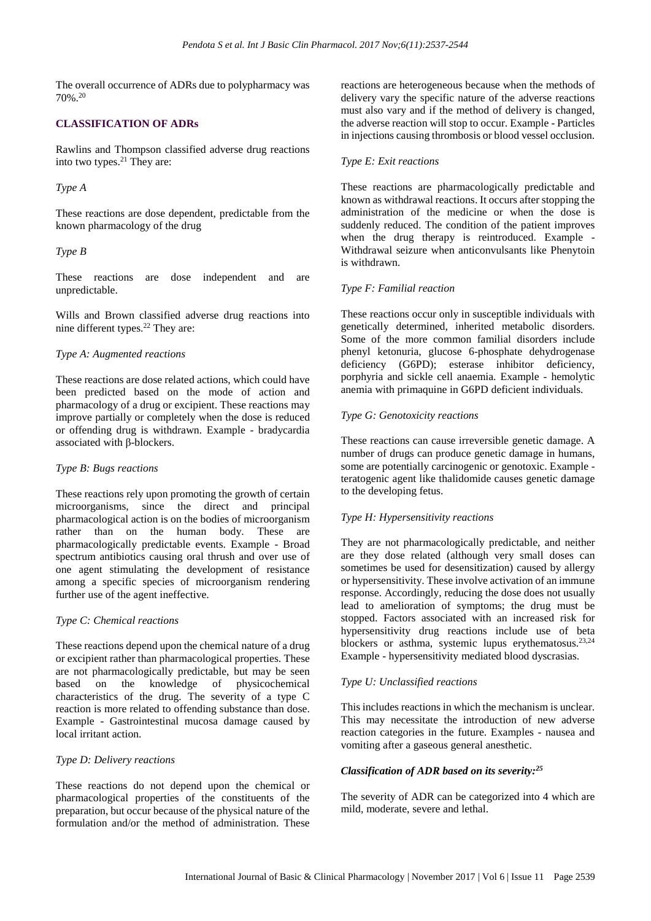The overall occurrence of ADRs due to polypharmacy was 70%.[20]

## CLASSIFICATION OF ADRs

Rawlins and Thompson classified adverse drug reactions into two types.[21] They are:

*Type A*

These reactions are dose dependent, predictable from the known pharmacology of the drug

*Type B*

These reactions are dose independent and are unpredictable.

Wills and Brown classified adverse drug reactions into nine different types.[22] They are:

*Type A: Augmented reactions*

These reactions are dose related actions, which could have been predicted based on the mode of action and pharmacology of a drug or excipient. These reactions may improve partially or completely when the dose is reduced or offending drug is withdrawn. Example - bradycardia associated with β-blockers.

*Type B: Bugs reactions*

These reactions rely upon promoting the growth of certain microorganisms, since the direct and principal pharmacological action is on the bodies of microorganism rather than on the human body. These are pharmacologically predictable events. Example - Broad spectrum antibiotics causing oral thrush and over use of one agent stimulating the development of resistance among a specific species of microorganism rendering further use of the agent ineffective.

*Type C: Chemical reactions*

These reactions depend upon the chemical nature of a drug or excipient rather than pharmacological properties. These are not pharmacologically predictable, but may be seen based on the knowledge of physicochemical characteristics of the drug. The severity of a type C reaction is more related to offending substance than dose. Example - Gastrointestinal mucosa damage caused by local irritant action.

*Type D: Delivery reactions*

These reactions do not depend upon the chemical or pharmacological properties of the constituents of the preparation, but occur because of the physical nature of the formulation and/or the method of administration. These reactions are heterogeneous because when the methods of delivery vary the specific nature of the adverse reactions must also vary and if the method of delivery is changed, the adverse reaction will stop to occur. Example - Particles in injections causing thrombosis or blood vessel occlusion.

*Type E: Exit reactions*

These reactions are pharmacologically predictable and known as withdrawal reactions. It occurs after stopping the administration of the medicine or when the dose is suddenly reduced. The condition of the patient improves when the drug therapy is reintroduced. Example - Withdrawal seizure when anticonvulsants like Phenytoin is withdrawn.

*Type F: Familial reaction*

These reactions occur only in susceptible individuals with genetically determined, inherited metabolic disorders. Some of the more common familial disorders include phenyl ketonuria, glucose 6-phosphate dehydrogenase deficiency (G6PD); esterase inhibitor deficiency, porphyria and sickle cell anaemia. Example - hemolytic anemia with primaquine in G6PD deficient individuals.

*Type G: Genotoxicity reactions*

These reactions can cause irreversible genetic damage. A number of drugs can produce genetic damage in humans, some are potentially carcinogenic or genotoxic. Example - teratogenic agent like thalidomide causes genetic damage to the developing fetus.

*Type H: Hypersensitivity reactions*

They are not pharmacologically predictable, and neither are they dose related (although very small doses can sometimes be used for desensitization) caused by allergy or hypersensitivity. These involve activation of an immune response. Accordingly, reducing the dose does not usually lead to amelioration of symptoms; the drug must be stopped. Factors associated with an increased risk for hypersensitivity drug reactions include use of beta blockers or asthma, systemic lupus erythematosus.[23,24] Example - hypersensitivity mediated blood dyscrasias.

*Type U: Unclassified reactions*

This includes reactions in which the mechanism is unclear. This may necessitate the introduction of new adverse reaction categories in the future. Examples - nausea and vomiting after a gaseous general anesthetic.

***Classification of ADR based on its severity:[25]***

The severity of ADR can be categorized into 4 which are mild, moderate, severe and lethal.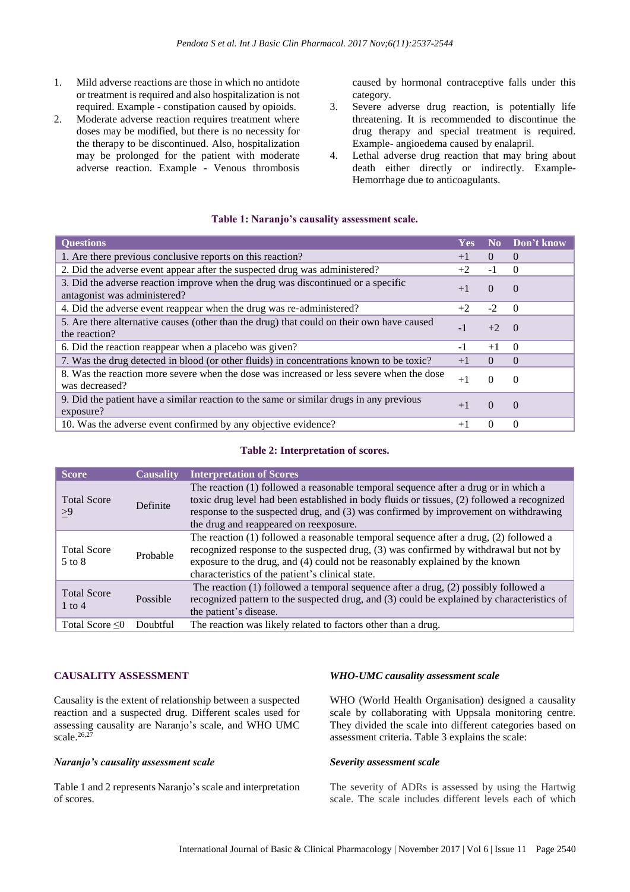1. Mild adverse reactions are those in which no antidote or treatment is required and also hospitalization is not required. Example - constipation caused by opioids.
2. Moderate adverse reaction requires treatment where doses may be modified, but there is no necessity for the therapy to be discontinued. Also, hospitalization may be prolonged for the patient with moderate adverse reaction. Example - Venous thrombosis caused by hormonal contraceptive falls under this category.
3. Severe adverse drug reaction, is potentially life threatening. It is recommended to discontinue the drug therapy and special treatment is required. Example- angioedema caused by enalapril.
4. Lethal adverse drug reaction that may bring about death either directly or indirectly. Example- Hemorrhage due to anticoagulants.

**Table 1: Naranjo's causality assessment scale.**

| Questions | Yes | No | Don't know |
|---|---|---|---|
| 1. Are there previous conclusive reports on this reaction? | +1 | 0 | 0 |
| 2. Did the adverse event appear after the suspected drug was administered? | +2 | -1 | 0 |
| 3. Did the adverse reaction improve when the drug was discontinued or a specific antagonist was administered? | +1 | 0 | 0 |
| 4. Did the adverse event reappear when the drug was re-administered? | +2 | -2 | 0 |
| 5. Are there alternative causes (other than the drug) that could on their own have caused the reaction? | -1 | +2 | 0 |
| 6. Did the reaction reappear when a placebo was given? | -1 | +1 | 0 |
| 7. Was the drug detected in blood (or other fluids) in concentrations known to be toxic? | +1 | 0 | 0 |
| 8. Was the reaction more severe when the dose was increased or less severe when the dose was decreased? | +1 | 0 | 0 |
| 9. Did the patient have a similar reaction to the same or similar drugs in any previous exposure? | +1 | 0 | 0 |
| 10. Was the adverse event confirmed by any objective evidence? | +1 | 0 | 0 |

**Table 2: Interpretation of scores.**

| Score | Causality | Interpretation of Scores |
|---|---|---|
| Total Score ≥9 | Definite | The reaction (1) followed a reasonable temporal sequence after a drug or in which a toxic drug level had been established in body fluids or tissues, (2) followed a recognized response to the suspected drug, and (3) was confirmed by improvement on withdrawing the drug and reappeared on reexposure. |
| Total Score 5 to 8 | Probable | The reaction (1) followed a reasonable temporal sequence after a drug, (2) followed a recognized response to the suspected drug, (3) was confirmed by withdrawal but not by exposure to the drug, and (4) could not be reasonably explained by the known characteristics of the patient's clinical state. |
| Total Score 1 to 4 | Possible | The reaction (1) followed a temporal sequence after a drug, (2) possibly followed a recognized pattern to the suspected drug, and (3) could be explained by characteristics of the patient's disease. |
| Total Score ≤0 | Doubtful | The reaction was likely related to factors other than a drug. |

## CAUSALITY ASSESSMENT

Causality is the extent of relationship between a suspected reaction and a suspected drug. Different scales used for assessing causality are Naranjo's scale, and WHO UMC scale.[26,27]

### *Naranjo's causality assessment scale*

Table 1 and 2 represents Naranjo's scale and interpretation of scores.

### *WHO-UMC causality assessment scale*

WHO (World Health Organisation) designed a causality scale by collaborating with Uppsala monitoring centre. They divided the scale into different categories based on assessment criteria. Table 3 explains the scale:

### *Severity assessment scale*

The severity of ADRs is assessed by using the Hartwig scale. The scale includes different levels each of which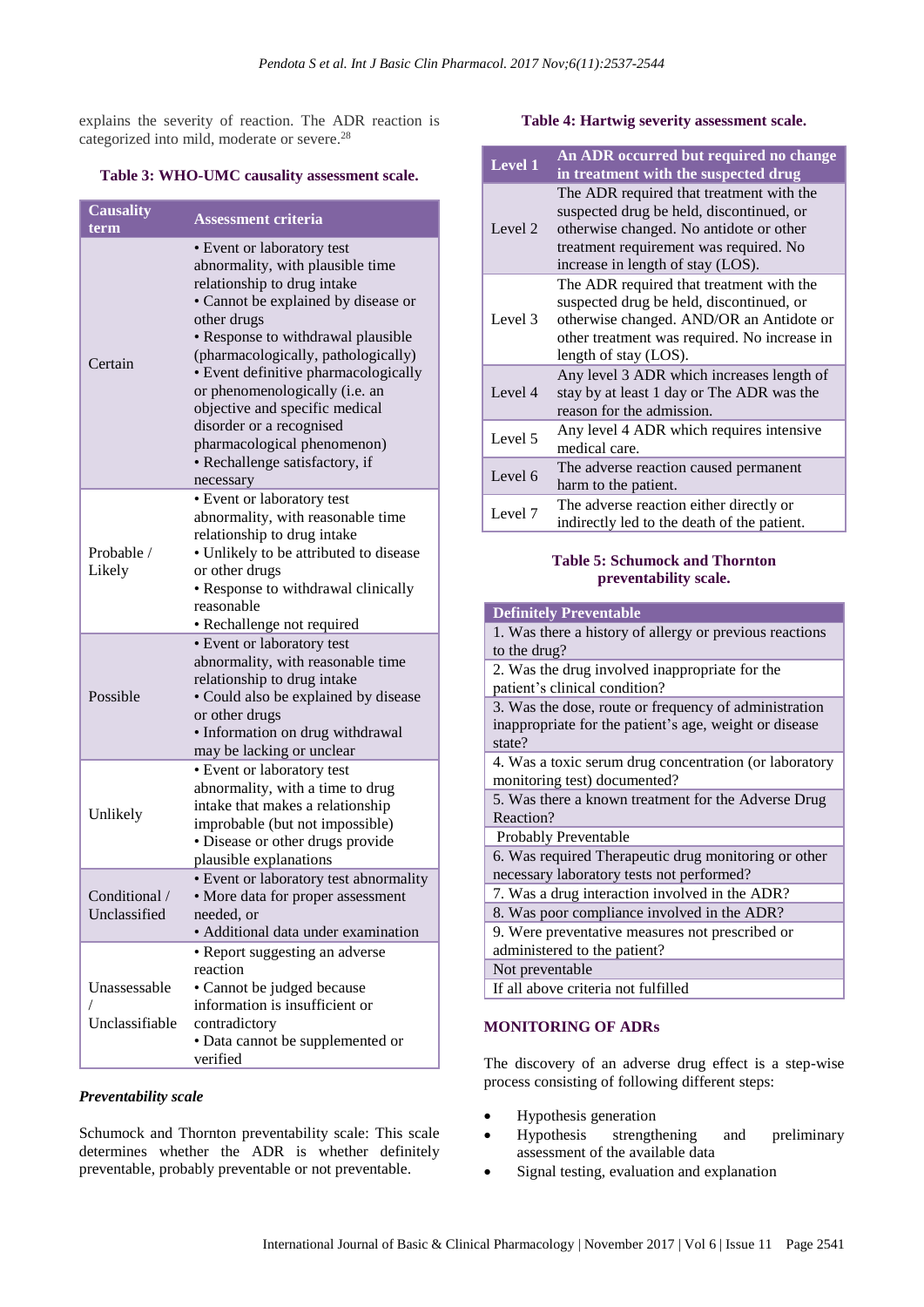explains the severity of reaction. The ADR reaction is categorized into mild, moderate or severe.[28]

**Table 3: WHO-UMC causality assessment scale.**

| Causality term | Assessment criteria |
|---|---|
| Certain | • Event or laboratory test abnormality, with plausible time relationship to drug intake • Cannot be explained by disease or other drugs • Response to withdrawal plausible (pharmacologically, pathologically) • Event definitive pharmacologically or phenomenologically (i.e. an objective and specific medical disorder or a recognised pharmacological phenomenon) • Rechallenge satisfactory, if necessary |
| Probable / Likely | • Event or laboratory test abnormality, with reasonable time relationship to drug intake • Unlikely to be attributed to disease or other drugs • Response to withdrawal clinically reasonable • Rechallenge not required |
| Possible | • Event or laboratory test abnormality, with reasonable time relationship to drug intake • Could also be explained by disease or other drugs • Information on drug withdrawal may be lacking or unclear |
| Unlikely | • Event or laboratory test abnormality, with a time to drug intake that makes a relationship improbable (but not impossible) • Disease or other drugs provide plausible explanations |
| Conditional / Unclassified | • Event or laboratory test abnormality • More data for proper assessment needed, or • Additional data under examination |
| Unassessable / Unclassifiable | • Report suggesting an adverse reaction • Cannot be judged because information is insufficient or contradictory • Data cannot be supplemented or verified |

### *Preventability scale*

Schumock and Thornton preventability scale: This scale determines whether the ADR is whether definitely preventable, probably preventable or not preventable.

**Table 4: Hartwig severity assessment scale.**

| Level 1 | An ADR occurred but required no change in treatment with the suspected drug |
|---|---|
| Level 2 | The ADR required that treatment with the suspected drug be held, discontinued, or otherwise changed. No antidote or other treatment requirement was required. No increase in length of stay (LOS). |
| Level 3 | The ADR required that treatment with the suspected drug be held, discontinued, or otherwise changed. AND/OR an Antidote or other treatment was required. No increase in length of stay (LOS). |
| Level 4 | Any level 3 ADR which increases length of stay by at least 1 day or The ADR was the reason for the admission. |
| Level 5 | Any level 4 ADR which requires intensive medical care. |
| Level 6 | The adverse reaction caused permanent harm to the patient. |
| Level 7 | The adverse reaction either directly or indirectly led to the death of the patient. |

**Table 5: Schumock and Thornton preventability scale.**

| Definitely Preventable |
|---|
| 1. Was there a history of allergy or previous reactions to the drug? |
| 2. Was the drug involved inappropriate for the patient's clinical condition? |
| 3. Was the dose, route or frequency of administration inappropriate for the patient's age, weight or disease state? |
| 4. Was a toxic serum drug concentration (or laboratory monitoring test) documented? |
| 5. Was there a known treatment for the Adverse Drug Reaction? |
| Probably Preventable |
| 6. Was required Therapeutic drug monitoring or other necessary laboratory tests not performed? |
| 7. Was a drug interaction involved in the ADR? |
| 8. Was poor compliance involved in the ADR? |
| 9. Were preventative measures not prescribed or administered to the patient? |
| Not preventable |
| If all above criteria not fulfilled |

## MONITORING OF ADRs

The discovery of an adverse drug effect is a step-wise process consisting of following different steps:

- Hypothesis generation
- Hypothesis strengthening and preliminary assessment of the available data
- Signal testing, evaluation and explanation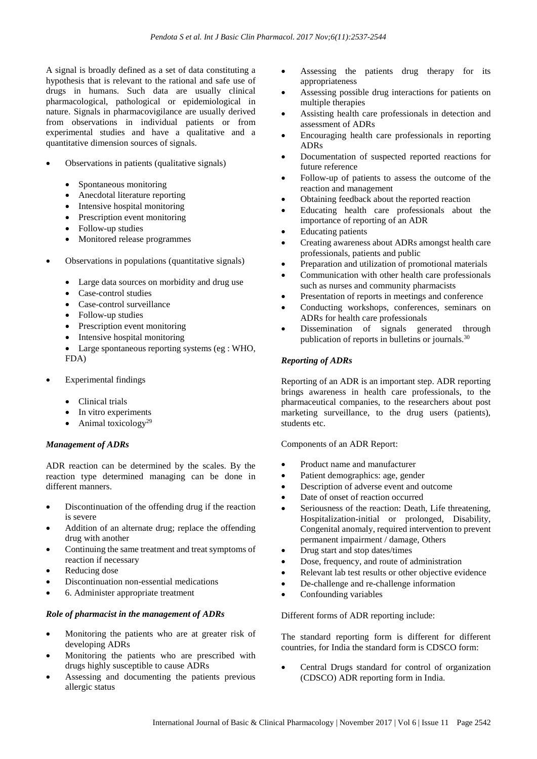A signal is broadly defined as a set of data constituting a hypothesis that is relevant to the rational and safe use of drugs in humans. Such data are usually clinical pharmacological, pathological or epidemiological in nature. Signals in pharmacovigilance are usually derived from observations in individual patients or from experimental studies and have a qualitative and a quantitative dimension sources of signals.

- Observations in patients (qualitative signals)
  - Spontaneous monitoring
  - Anecdotal literature reporting
  - Intensive hospital monitoring
  - Prescription event monitoring
  - Follow-up studies
  - Monitored release programmes
- Observations in populations (quantitative signals)
  - Large data sources on morbidity and drug use
  - Case-control studies
  - Case-control surveillance
  - Follow-up studies
  - Prescription event monitoring
  - Intensive hospital monitoring
  - Large spontaneous reporting systems (eg : WHO, FDA)
- Experimental findings
  - Clinical trials
  - In vitro experiments
  - Animal toxicology[29]

### *Management of ADRs*

ADR reaction can be determined by the scales. By the reaction type determined managing can be done in different manners.

- Discontinuation of the offending drug if the reaction is severe
- Addition of an alternate drug; replace the offending drug with another
- Continuing the same treatment and treat symptoms of reaction if necessary
- Reducing dose
- Discontinuation non-essential medications
- 6. Administer appropriate treatment

### *Role of pharmacist in the management of ADRs*

- Monitoring the patients who are at greater risk of developing ADRs
- Monitoring the patients who are prescribed with drugs highly susceptible to cause ADRs
- Assessing and documenting the patients previous allergic status
- Assessing the patients drug therapy for its appropriateness
- Assessing possible drug interactions for patients on multiple therapies
- Assisting health care professionals in detection and assessment of ADRs
- Encouraging health care professionals in reporting ADRs
- Documentation of suspected reported reactions for future reference
- Follow-up of patients to assess the outcome of the reaction and management
- Obtaining feedback about the reported reaction
- Educating health care professionals about the importance of reporting of an ADR
- Educating patients
- Creating awareness about ADRs amongst health care professionals, patients and public
- Preparation and utilization of promotional materials
- Communication with other health care professionals such as nurses and community pharmacists
- Presentation of reports in meetings and conference
- Conducting workshops, conferences, seminars on ADRs for health care professionals
- Dissemination of signals generated through publication of reports in bulletins or journals.[30]

### *Reporting of ADRs*

Reporting of an ADR is an important step. ADR reporting brings awareness in health care professionals, to the pharmaceutical companies, to the researchers about post marketing surveillance, to the drug users (patients), students etc.

Components of an ADR Report:

- Product name and manufacturer
- Patient demographics: age, gender
- Description of adverse event and outcome
- Date of onset of reaction occurred
- Seriousness of the reaction: Death, Life threatening, Hospitalization-initial or prolonged, Disability, Congenital anomaly, required intervention to prevent permanent impairment / damage, Others
- Drug start and stop dates/times
- Dose, frequency, and route of administration
- Relevant lab test results or other objective evidence
- De-challenge and re-challenge information
- Confounding variables

Different forms of ADR reporting include:

The standard reporting form is different for different countries, for India the standard form is CDSCO form:

- Central Drugs standard for control of organization (CDSCO) ADR reporting form in India.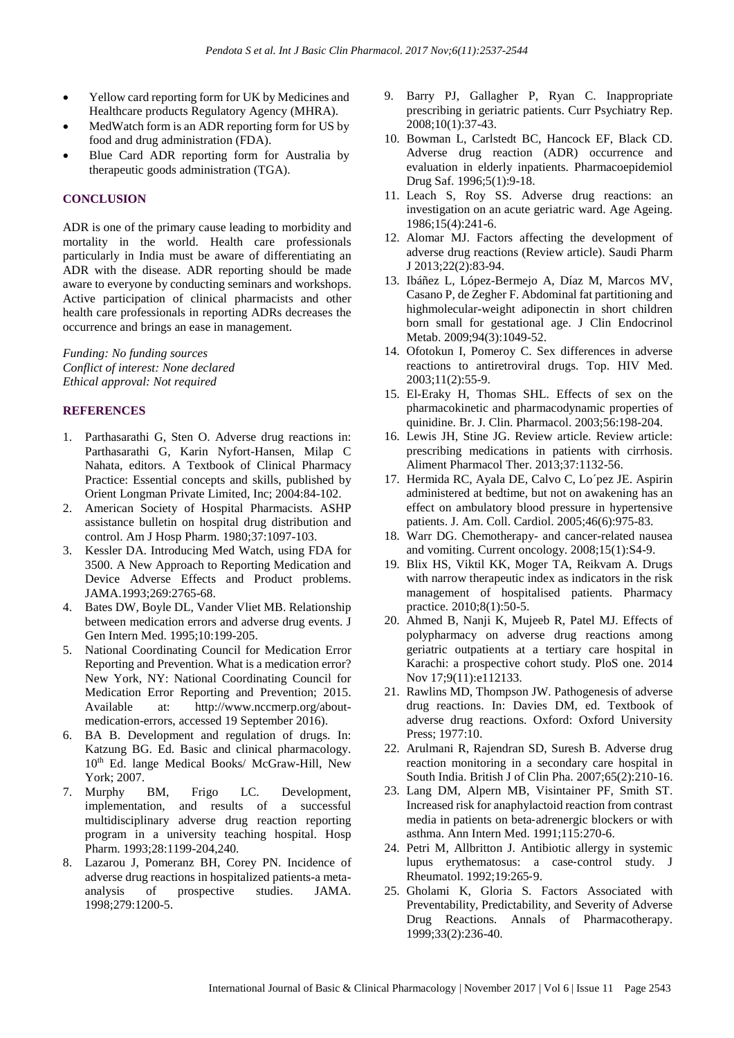- Yellow card reporting form for UK by Medicines and Healthcare products Regulatory Agency (MHRA).
- MedWatch form is an ADR reporting form for US by food and drug administration (FDA).
- Blue Card ADR reporting form for Australia by therapeutic goods administration (TGA).

## CONCLUSION

ADR is one of the primary cause leading to morbidity and mortality in the world. Health care professionals particularly in India must be aware of differentiating an ADR with the disease. ADR reporting should be made aware to everyone by conducting seminars and workshops. Active participation of clinical pharmacists and other health care professionals in reporting ADRs decreases the occurrence and brings an ease in management.

*Funding: No funding sources*
*Conflict of interest: None declared*
*Ethical approval: Not required*

## REFERENCES

1. Parthasarathi G, Sten O. Adverse drug reactions in: Parthasarathi G, Karin Nyfort-Hansen, Milap C Nahata, editors. A Textbook of Clinical Pharmacy Practice: Essential concepts and skills, published by Orient Longman Private Limited, Inc; 2004:84-102.
2. American Society of Hospital Pharmacists. ASHP assistance bulletin on hospital drug distribution and control. Am J Hosp Pharm. 1980;37:1097-103.
3. Kessler DA. Introducing Med Watch, using FDA for 3500. A New Approach to Reporting Medication and Device Adverse Effects and Product problems. JAMA.1993;269:2765-68.
4. Bates DW, Boyle DL, Vander Vliet MB. Relationship between medication errors and adverse drug events. J Gen Intern Med. 1995;10:199-205.
5. National Coordinating Council for Medication Error Reporting and Prevention. What is a medication error? New York, NY: National Coordinating Council for Medication Error Reporting and Prevention; 2015. Available at: http://www.nccmerp.org/about-medication-errors, accessed 19 September 2016).
6. BA B. Development and regulation of drugs. In: Katzung BG. Ed. Basic and clinical pharmacology. 10th Ed. lange Medical Books/ McGraw-Hill, New York; 2007.
7. Murphy BM, Frigo LC. Development, implementation, and results of a successful multidisciplinary adverse drug reaction reporting program in a university teaching hospital. Hosp Pharm. 1993;28:1199-204,240.
8. Lazarou J, Pomeranz BH, Corey PN. Incidence of adverse drug reactions in hospitalized patients-a meta-analysis of prospective studies. JAMA. 1998;279:1200-5.
9. Barry PJ, Gallagher P, Ryan C. Inappropriate prescribing in geriatric patients. Curr Psychiatry Rep. 2008;10(1):37-43.
10. Bowman L, Carlstedt BC, Hancock EF, Black CD. Adverse drug reaction (ADR) occurrence and evaluation in elderly inpatients. Pharmacoepidemiol Drug Saf. 1996;5(1):9-18.
11. Leach S, Roy SS. Adverse drug reactions: an investigation on an acute geriatric ward. Age Ageing. 1986;15(4):241-6.
12. Alomar MJ. Factors affecting the development of adverse drug reactions (Review article). Saudi Pharm J 2013;22(2):83-94.
13. Ibáñez L, López-Bermejo A, Díaz M, Marcos MV, Casano P, de Zegher F. Abdominal fat partitioning and highmolecular-weight adiponectin in short children born small for gestational age. J Clin Endocrinol Metab. 2009;94(3):1049-52.
14. Ofotokun I, Pomeroy C. Sex differences in adverse reactions to antiretroviral drugs. Top. HIV Med. 2003;11(2):55-9.
15. El-Eraky H, Thomas SHL. Effects of sex on the pharmacokinetic and pharmacodynamic properties of quinidine. Br. J. Clin. Pharmacol. 2003;56:198-204.
16. Lewis JH, Stine JG. Review article. Review article: prescribing medications in patients with cirrhosis. Aliment Pharmacol Ther. 2013;37:1132-56.
17. Hermida RC, Ayala DE, Calvo C, Lo´pez JE. Aspirin administered at bedtime, but not on awakening has an effect on ambulatory blood pressure in hypertensive patients. J. Am. Coll. Cardiol. 2005;46(6):975-83.
18. Warr DG. Chemotherapy- and cancer-related nausea and vomiting. Current oncology. 2008;15(1):S4-9.
19. Blix HS, Viktil KK, Moger TA, Reikvam A. Drugs with narrow therapeutic index as indicators in the risk management of hospitalised patients. Pharmacy practice. 2010;8(1):50-5.
20. Ahmed B, Nanji K, Mujeeb R, Patel MJ. Effects of polypharmacy on adverse drug reactions among geriatric outpatients at a tertiary care hospital in Karachi: a prospective cohort study. PloS one. 2014 Nov 17;9(11):e112133.
21. Rawlins MD, Thompson JW. Pathogenesis of adverse drug reactions. In: Davies DM, ed. Textbook of adverse drug reactions. Oxford: Oxford University Press; 1977:10.
22. Arulmani R, Rajendran SD, Suresh B. Adverse drug reaction monitoring in a secondary care hospital in South India. British J of Clin Pha. 2007;65(2):210-16.
23. Lang DM, Alpern MB, Visintainer PF, Smith ST. Increased risk for anaphylactoid reaction from contrast media in patients on beta‑adrenergic blockers or with asthma. Ann Intern Med. 1991;115:270-6.
24. Petri M, Allbritton J. Antibiotic allergy in systemic lupus erythematosus: a case‑control study. J Rheumatol. 1992;19:265-9.
25. Gholami K, Gloria S. Factors Associated with Preventability, Predictability, and Severity of Adverse Drug Reactions. Annals of Pharmacotherapy. 1999;33(2):236-40.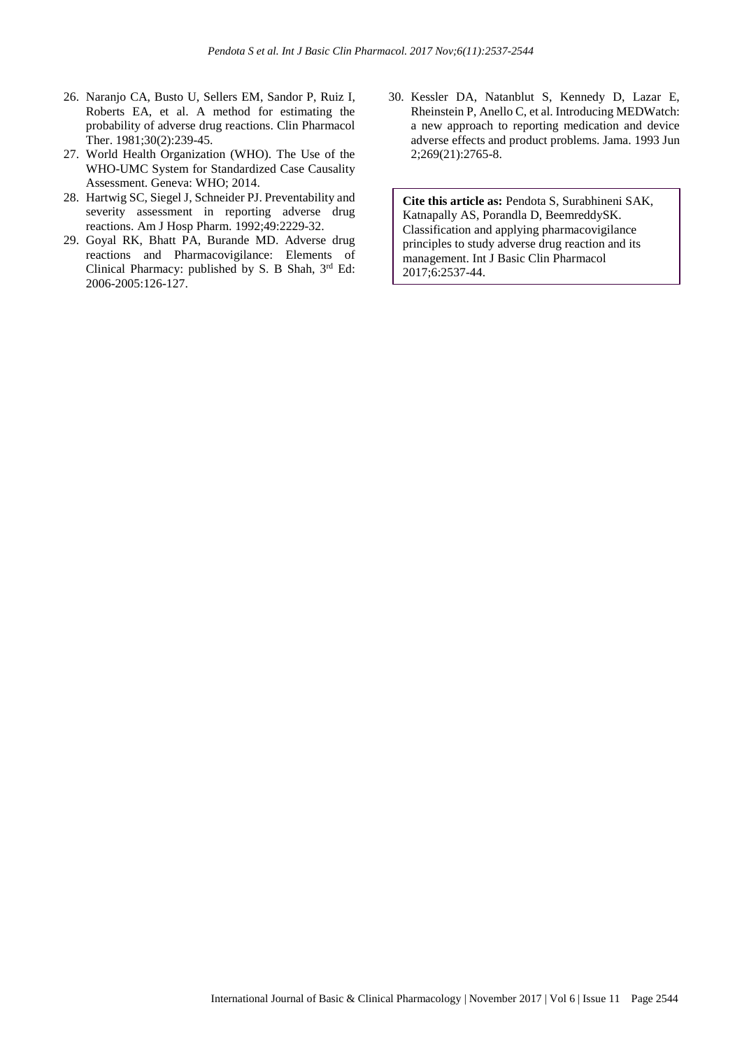26. Naranjo CA, Busto U, Sellers EM, Sandor P, Ruiz I, Roberts EA, et al. A method for estimating the probability of adverse drug reactions. Clin Pharmacol Ther. 1981;30(2):239-45.
27. World Health Organization (WHO). The Use of the WHO-UMC System for Standardized Case Causality Assessment. Geneva: WHO; 2014.
28. Hartwig SC, Siegel J, Schneider PJ. Preventability and severity assessment in reporting adverse drug reactions. Am J Hosp Pharm. 1992;49:2229-32.
29. Goyal RK, Bhatt PA, Burande MD. Adverse drug reactions and Pharmacovigilance: Elements of Clinical Pharmacy: published by S. B Shah, 3rd Ed: 2006-2005:126-127.
30. Kessler DA, Natanblut S, Kennedy D, Lazar E, Rheinstein P, Anello C, et al. Introducing MEDWatch: a new approach to reporting medication and device adverse effects and product problems. Jama. 1993 Jun 2;269(21):2765-8.

**Cite this article as:** Pendota S, Surabhineni SAK, Katnapally AS, Porandla D, BeemreddySK. Classification and applying pharmacovigilance principles to study adverse drug reaction and its management. Int J Basic Clin Pharmacol 2017;6:2537-44.